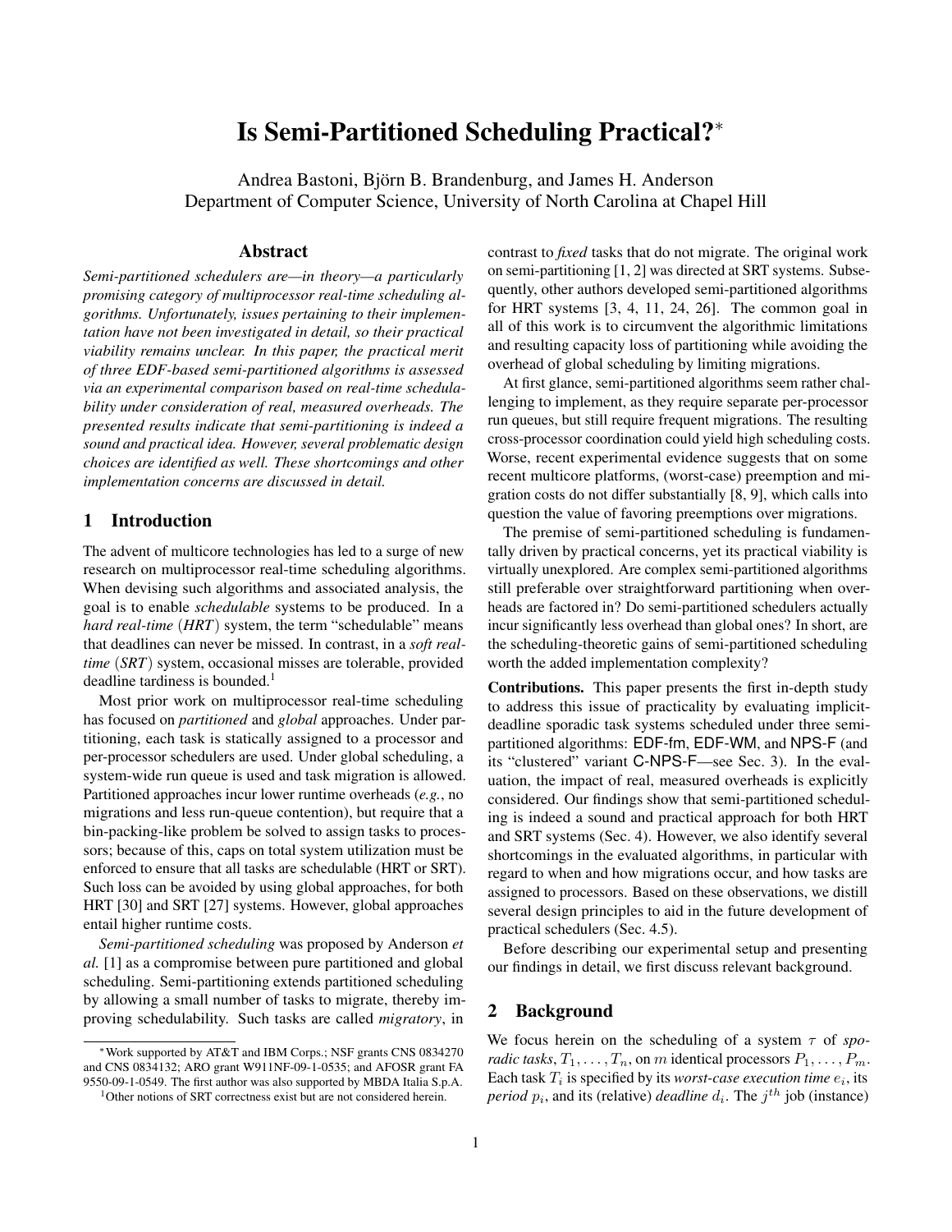# Is Semi-Partitioned Scheduling Practical?*

Andrea Bastoni, Björn B. Brandenburg, and James H. Anderson
Department of Computer Science, University of North Carolina at Chapel Hill

## Abstract

*Semi-partitioned schedulers are—in theory—a particularly promising category of multiprocessor real-time scheduling algorithms. Unfortunately, issues pertaining to their implementation have not been investigated in detail, so their practical viability remains unclear. In this paper, the practical merit of three EDF-based semi-partitioned algorithms is assessed via an experimental comparison based on real-time schedulability under consideration of real, measured overheads. The presented results indicate that semi-partitioning is indeed a sound and practical idea. However, several problematic design choices are identified as well. These shortcomings and other implementation concerns are discussed in detail.*

## 1 Introduction

The advent of multicore technologies has led to a surge of new research on multiprocessor real-time scheduling algorithms. When devising such algorithms and associated analysis, the goal is to enable *schedulable* systems to be produced. In a *hard real-time* (*HRT*) system, the term "schedulable" means that deadlines can never be missed. In contrast, in a *soft real-time* (*SRT*) system, occasional misses are tolerable, provided deadline tardiness is bounded.[1]

Most prior work on multiprocessor real-time scheduling has focused on *partitioned* and *global* approaches. Under partitioning, each task is statically assigned to a processor and per-processor schedulers are used. Under global scheduling, a system-wide run queue is used and task migration is allowed. Partitioned approaches incur lower runtime overheads (*e.g.*, no migrations and less run-queue contention), but require that a bin-packing-like problem be solved to assign tasks to processors; because of this, caps on total system utilization must be enforced to ensure that all tasks are schedulable (HRT or SRT). Such loss can be avoided by using global approaches, for both HRT [30] and SRT [27] systems. However, global approaches entail higher runtime costs.

*Semi-partitioned scheduling* was proposed by Anderson *et al.* [1] as a compromise between pure partitioned and global scheduling. Semi-partitioning extends partitioned scheduling by allowing a small number of tasks to migrate, thereby improving schedulability. Such tasks are called *migratory*, in contrast to *fixed* tasks that do not migrate. The original work on semi-partitioning [1, 2] was directed at SRT systems. Subsequently, other authors developed semi-partitioned algorithms for HRT systems [3, 4, 11, 24, 26]. The common goal in all of this work is to circumvent the algorithmic limitations and resulting capacity loss of partitioning while avoiding the overhead of global scheduling by limiting migrations.

At first glance, semi-partitioned algorithms seem rather challenging to implement, as they require separate per-processor run queues, but still require frequent migrations. The resulting cross-processor coordination could yield high scheduling costs. Worse, recent experimental evidence suggests that on some recent multicore platforms, (worst-case) preemption and migration costs do not differ substantially [8, 9], which calls into question the value of favoring preemptions over migrations.

The premise of semi-partitioned scheduling is fundamentally driven by practical concerns, yet its practical viability is virtually unexplored. Are complex semi-partitioned algorithms still preferable over straightforward partitioning when overheads are factored in? Do semi-partitioned schedulers actually incur significantly less overhead than global ones? In short, are the scheduling-theoretic gains of semi-partitioned scheduling worth the added implementation complexity?

**Contributions.** This paper presents the first in-depth study to address this issue of practicality by evaluating implicit-deadline sporadic task systems scheduled under three semi-partitioned algorithms: EDF-fm, EDF-WM, and NPS-F (and its "clustered" variant C-NPS-F—see Sec. 3). In the evaluation, the impact of real, measured overheads is explicitly considered. Our findings show that semi-partitioned scheduling is indeed a sound and practical approach for both HRT and SRT systems (Sec. 4). However, we also identify several shortcomings in the evaluated algorithms, in particular with regard to when and how migrations occur, and how tasks are assigned to processors. Based on these observations, we distill several design principles to aid in the future development of practical schedulers (Sec. 4.5).

Before describing our experimental setup and presenting our findings in detail, we first discuss relevant background.

## 2 Background

We focus herein on the scheduling of a system $\tau$ of *sporadic tasks*, $T_1, \ldots, T_n$, on $m$ identical processors $P_1, \ldots, P_m$. Each task $T_i$ is specified by its *worst-case execution time* $e_i$, its *period* $p_i$, and its (relative) *deadline* $d_i$. The $j^{th}$ job (instance)

---

*Work supported by AT&T and IBM Corps.; NSF grants CNS 0834270 and CNS 0834132; ARO grant W911NF-09-1-0535; and AFOSR grant FA 9550-09-1-0549. The first author was also supported by MBDA Italia S.p.A.

[1] Other notions of SRT correctness exist but are not considered herein.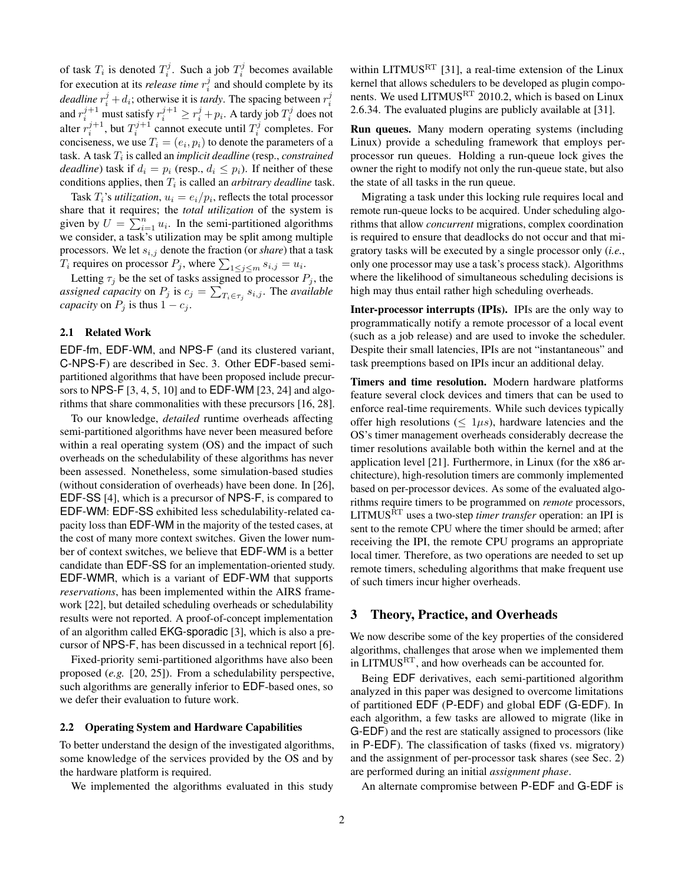of task $T_i$ is denoted $T_i^j$. Such a job $T_i^j$ becomes available for execution at its *release time* $r_i^j$ and should complete by its *deadline* $r_i^j + d_i$; otherwise it is *tardy*. The spacing between $r_i^j$ and $r_i^{j+1}$ must satisfy $r_i^{j+1} \geq r_i^j + p_i$. A tardy job $T_i^j$ does not alter $r_i^{j+1}$, but $T_i^{j+1}$ cannot execute until $T_i^j$ completes. For conciseness, we use $T_i = (e_i, p_i)$ to denote the parameters of a task. A task $T_i$ is called an *implicit deadline* (resp., *constrained deadline*) task if $d_i = p_i$ (resp., $d_i \leq p_i$). If neither of these conditions applies, then $T_i$ is called an *arbitrary deadline* task.

Task $T_i$'s *utilization*, $u_i = e_i/p_i$, reflects the total processor share that it requires; the *total utilization* of the system is given by $U = \sum_{i=1}^{n} u_i$. In the semi-partitioned algorithms we consider, a task's utilization may be split among multiple processors. We let $s_{i,j}$ denote the fraction (or *share*) that a task $T_i$ requires on processor $P_j$, where $\sum_{1 \leq j \leq m} s_{i,j} = u_i$.

Letting $\tau_j$ be the set of tasks assigned to processor $P_j$, the *assigned capacity* on $P_j$ is $c_j = \sum_{T_i \in \tau_j} s_{i,j}$. The *available capacity* on $P_j$ is thus $1 - c_j$.

### 2.1 Related Work

EDF-fm, EDF-WM, and NPS-F (and its clustered variant, C-NPS-F) are described in Sec. 3. Other EDF-based semi-partitioned algorithms that have been proposed include precursors to NPS-F [3, 4, 5, 10] and to EDF-WM [23, 24] and algorithms that share commonalities with these precursors [16, 28].

To our knowledge, *detailed* runtime overheads affecting semi-partitioned algorithms have never been measured before within a real operating system (OS) and the impact of such overheads on the schedulability of these algorithms has never been assessed. Nonetheless, some simulation-based studies (without consideration of overheads) have been done. In [26], EDF-SS [4], which is a precursor of NPS-F, is compared to EDF-WM: EDF-SS exhibited less schedulability-related capacity loss than EDF-WM in the majority of the tested cases, at the cost of many more context switches. Given the lower number of context switches, we believe that EDF-WM is a better candidate than EDF-SS for an implementation-oriented study. EDF-WMR, which is a variant of EDF-WM that supports *reservations*, has been implemented within the AIRS framework [22], but detailed scheduling overheads or schedulability results were not reported. A proof-of-concept implementation of an algorithm called EKG-sporadic [3], which is also a precursor of NPS-F, has been discussed in a technical report [6].

Fixed-priority semi-partitioned algorithms have also been proposed (*e.g.* [20, 25]). From a schedulability perspective, such algorithms are generally inferior to EDF-based ones, so we defer their evaluation to future work.

### 2.2 Operating System and Hardware Capabilities

To better understand the design of the investigated algorithms, some knowledge of the services provided by the OS and by the hardware platform is required.

We implemented the algorithms evaluated in this study within LITMUS$^{\text{RT}}$ [31], a real-time extension of the Linux kernel that allows schedulers to be developed as plugin components. We used LITMUS$^{\text{RT}}$ 2010.2, which is based on Linux 2.6.34. The evaluated plugins are publicly available at [31].

**Run queues.** Many modern operating systems (including Linux) provide a scheduling framework that employs per-processor run queues. Holding a run-queue lock gives the owner the right to modify not only the run-queue state, but also the state of all tasks in the run queue.

Migrating a task under this locking rule requires local and remote run-queue locks to be acquired. Under scheduling algorithms that allow *concurrent* migrations, complex coordination is required to ensure that deadlocks do not occur and that migratory tasks will be executed by a single processor only (*i.e.*, only one processor may use a task's process stack). Algorithms where the likelihood of simultaneous scheduling decisions is high may thus entail rather high scheduling overheads.

**Inter-processor interrupts (IPIs).** IPIs are the only way to programmatically notify a remote processor of a local event (such as a job release) and are used to invoke the scheduler. Despite their small latencies, IPIs are not "instantaneous" and task preemptions based on IPIs incur an additional delay.

**Timers and time resolution.** Modern hardware platforms feature several clock devices and timers that can be used to enforce real-time requirements. While such devices typically offer high resolutions ($\leq 1\mu s$), hardware latencies and the OS's timer management overheads considerably decrease the timer resolutions available both within the kernel and at the application level [21]. Furthermore, in Linux (for the x86 architecture), high-resolution timers are commonly implemented based on per-processor devices. As some of the evaluated algorithms require timers to be programmed on *remote* processors, LITMUS$^{\text{RT}}$ uses a two-step *timer transfer* operation: an IPI is sent to the remote CPU where the timer should be armed; after receiving the IPI, the remote CPU programs an appropriate local timer. Therefore, as two operations are needed to set up remote timers, scheduling algorithms that make frequent use of such timers incur higher overheads.

## 3 Theory, Practice, and Overheads

We now describe some of the key properties of the considered algorithms, challenges that arose when we implemented them in LITMUS$^{\text{RT}}$, and how overheads can be accounted for.

Being EDF derivatives, each semi-partitioned algorithm analyzed in this paper was designed to overcome limitations of partitioned EDF (P-EDF) and global EDF (G-EDF). In each algorithm, a few tasks are allowed to migrate (like in G-EDF) and the rest are statically assigned to processors (like in P-EDF). The classification of tasks (fixed vs. migratory) and the assignment of per-processor task shares (see Sec. 2) are performed during an initial *assignment phase*.

An alternate compromise between P-EDF and G-EDF is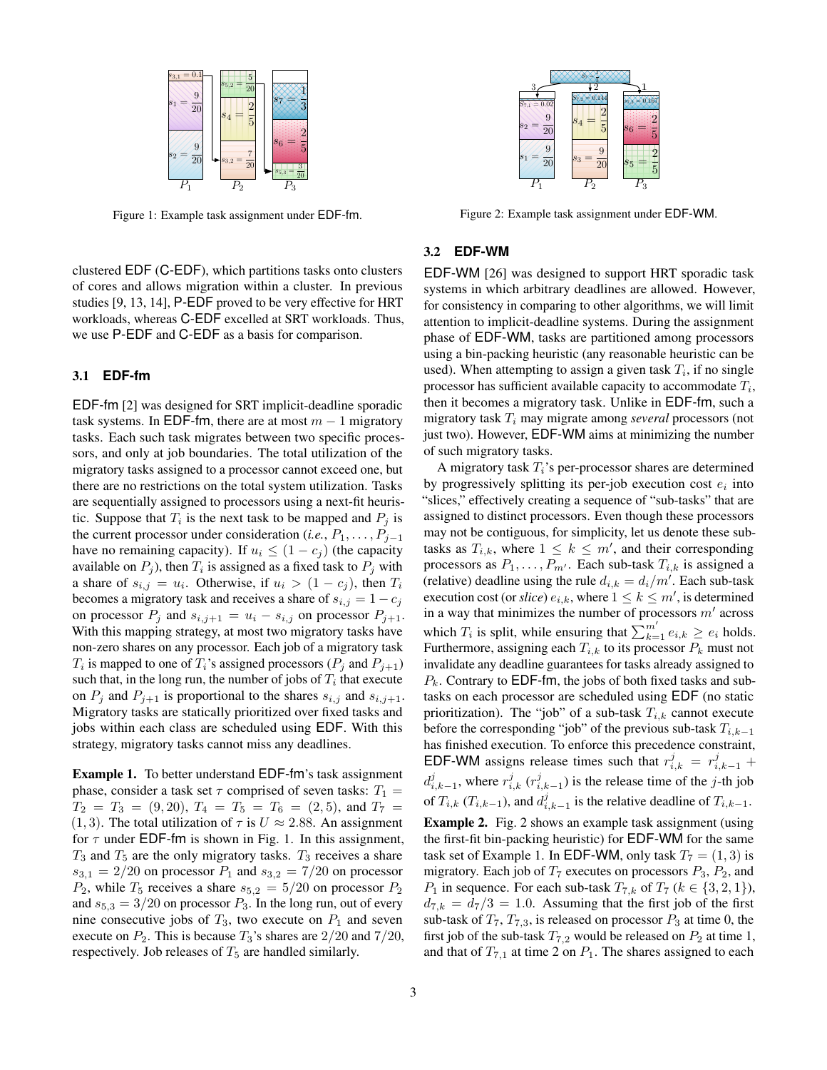$s_{3,1} = 0.1$

$s_1 = \frac{9}{20}$

$s_2 = \frac{9}{20}$

$s_{5,2} = \frac{5}{20}$

$s_4 = \frac{2}{5}$

$s_{3,2} = \frac{7}{20}$

$s_7 = \frac{1}{3}$

$s_6 = \frac{2}{5}$

$s_{5,3} = \frac{3}{20}$

$P_1$ $P_2$ $P_3$

Figure 1: Example task assignment under EDF-fm.

$s_7 = \frac{1}{3}$

3 2 1

$s_{7,1} = 0.02$

$s_2 = \frac{9}{20}$

$s_1 = \frac{9}{20}$

$s_{7,2} = 0.144$

$s_4 = \frac{2}{5}$

$s_3 = \frac{9}{20}$

$s_{7,3} = 0.167$

$s_6 = \frac{2}{5}$

$s_5 = \frac{2}{5}$

$P_1$ $P_2$ $P_3$

Figure 2: Example task assignment under EDF-WM.

clustered EDF (C-EDF), which partitions tasks onto clusters of cores and allows migration within a cluster. In previous studies [9, 13, 14], P-EDF proved to be very effective for HRT workloads, whereas C-EDF excelled at SRT workloads. Thus, we use P-EDF and C-EDF as a basis for comparison.

### 3.1 EDF-fm

EDF-fm [2] was designed for SRT implicit-deadline sporadic task systems. In EDF-fm, there are at most $m - 1$ migratory tasks. Each such task migrates between two specific processors, and only at job boundaries. The total utilization of the migratory tasks assigned to a processor cannot exceed one, but there are no restrictions on the total system utilization. Tasks are sequentially assigned to processors using a next-fit heuristic. Suppose that $T_i$ is the next task to be mapped and $P_j$ is the current processor under consideration (*i.e.*, $P_1, \ldots, P_{j-1}$ have no remaining capacity). If $u_i \leq (1 - c_j)$ (the capacity available on $P_j$), then $T_i$ is assigned as a fixed task to $P_j$ with a share of $s_{i,j} = u_i$. Otherwise, if $u_i > (1 - c_j)$, then $T_i$ becomes a migratory task and receives a share of $s_{i,j} = 1 - c_j$ on processor $P_j$ and $s_{i,j+1} = u_i - s_{i,j}$ on processor $P_{j+1}$. With this mapping strategy, at most two migratory tasks have non-zero shares on any processor. Each job of a migratory task $T_i$ is mapped to one of $T_i$'s assigned processors ($P_j$ and $P_{j+1}$) such that, in the long run, the number of jobs of $T_i$ that execute on $P_j$ and $P_{j+1}$ is proportional to the shares $s_{i,j}$ and $s_{i,j+1}$. Migratory tasks are statically prioritized over fixed tasks and jobs within each class are scheduled using EDF. With this strategy, migratory tasks cannot miss any deadlines.

**Example 1.** To better understand EDF-fm's task assignment phase, consider a task set $\tau$ comprised of seven tasks: $T_1 = T_2 = T_3 = (9, 20)$, $T_4 = T_5 = T_6 = (2, 5)$, and $T_7 = (1, 3)$. The total utilization of $\tau$ is $U \approx 2.88$. An assignment for $\tau$ under EDF-fm is shown in Fig. 1. In this assignment, $T_3$ and $T_5$ are the only migratory tasks. $T_3$ receives a share $s_{3,1} = 2/20$ on processor $P_1$ and $s_{3,2} = 7/20$ on processor $P_2$, while $T_5$ receives a share $s_{5,2} = 5/20$ on processor $P_2$ and $s_{5,3} = 3/20$ on processor $P_3$. In the long run, out of every nine consecutive jobs of $T_3$, two execute on $P_1$ and seven execute on $P_2$. This is because $T_3$'s shares are $2/20$ and $7/20$, respectively. Job releases of $T_5$ are handled similarly.

### 3.2 EDF-WM

EDF-WM [26] was designed to support HRT sporadic task systems in which arbitrary deadlines are allowed. However, for consistency in comparing to other algorithms, we will limit attention to implicit-deadline systems. During the assignment phase of EDF-WM, tasks are partitioned among processors using a bin-packing heuristic (any reasonable heuristic can be used). When attempting to assign a given task $T_i$, if no single processor has sufficient available capacity to accommodate $T_i$, then it becomes a migratory task. Unlike in EDF-fm, such a migratory task $T_i$ may migrate among *several* processors (not just two). However, EDF-WM aims at minimizing the number of such migratory tasks.

A migratory task $T_i$'s per-processor shares are determined by progressively splitting its per-job execution cost $e_i$ into "slices," effectively creating a sequence of "sub-tasks" that are assigned to distinct processors. Even though these processors may not be contiguous, for simplicity, let us denote these sub-tasks as $T_{i,k}$, where $1 \leq k \leq m'$, and their corresponding processors as $P_1, \ldots, P_{m'}$. Each sub-task $T_{i,k}$ is assigned a (relative) deadline using the rule $d_{i,k} = d_i/m'$. Each sub-task execution cost (or *slice*) $e_{i,k}$, where $1 \leq k \leq m'$, is determined in a way that minimizes the number of processors $m'$ across which $T_i$ is split, while ensuring that $\sum_{k=1}^{m'} e_{i,k} \geq e_i$ holds. Furthermore, assigning each $T_{i,k}$ to its processor $P_k$ must not invalidate any deadline guarantees for tasks already assigned to $P_k$. Contrary to EDF-fm, the jobs of both fixed tasks and sub-tasks on each processor are scheduled using EDF (no static prioritization). The "job" of a sub-task $T_{i,k}$ cannot execute before the corresponding "job" of the previous sub-task $T_{i,k-1}$ has finished execution. To enforce this precedence constraint, EDF-WM assigns release times such that $r_{i,k}^j = r_{i,k-1}^j + d_{i,k-1}^j$, where $r_{i,k}^j$ ($r_{i,k-1}^j$) is the release time of the $j$-th job of $T_{i,k}$ ($T_{i,k-1}$), and $d_{i,k-1}^j$ is the relative deadline of $T_{i,k-1}$.

**Example 2.** Fig. 2 shows an example task assignment (using the first-fit bin-packing heuristic) for EDF-WM for the same task set of Example 1. In EDF-WM, only task $T_7 = (1, 3)$ is migratory. Each job of $T_7$ executes on processors $P_3$, $P_2$, and $P_1$ in sequence. For each sub-task $T_{7,k}$ of $T_7$ ($k \in \{3, 2, 1\}$), $d_{7,k} = d_7/3 = 1.0$. Assuming that the first job of the first sub-task of $T_7$, $T_{7,3}$, is released on processor $P_3$ at time 0, the first job of the sub-task $T_{7,2}$ would be released on $P_2$ at time 1, and that of $T_{7,1}$ at time 2 on $P_1$. The shares assigned to each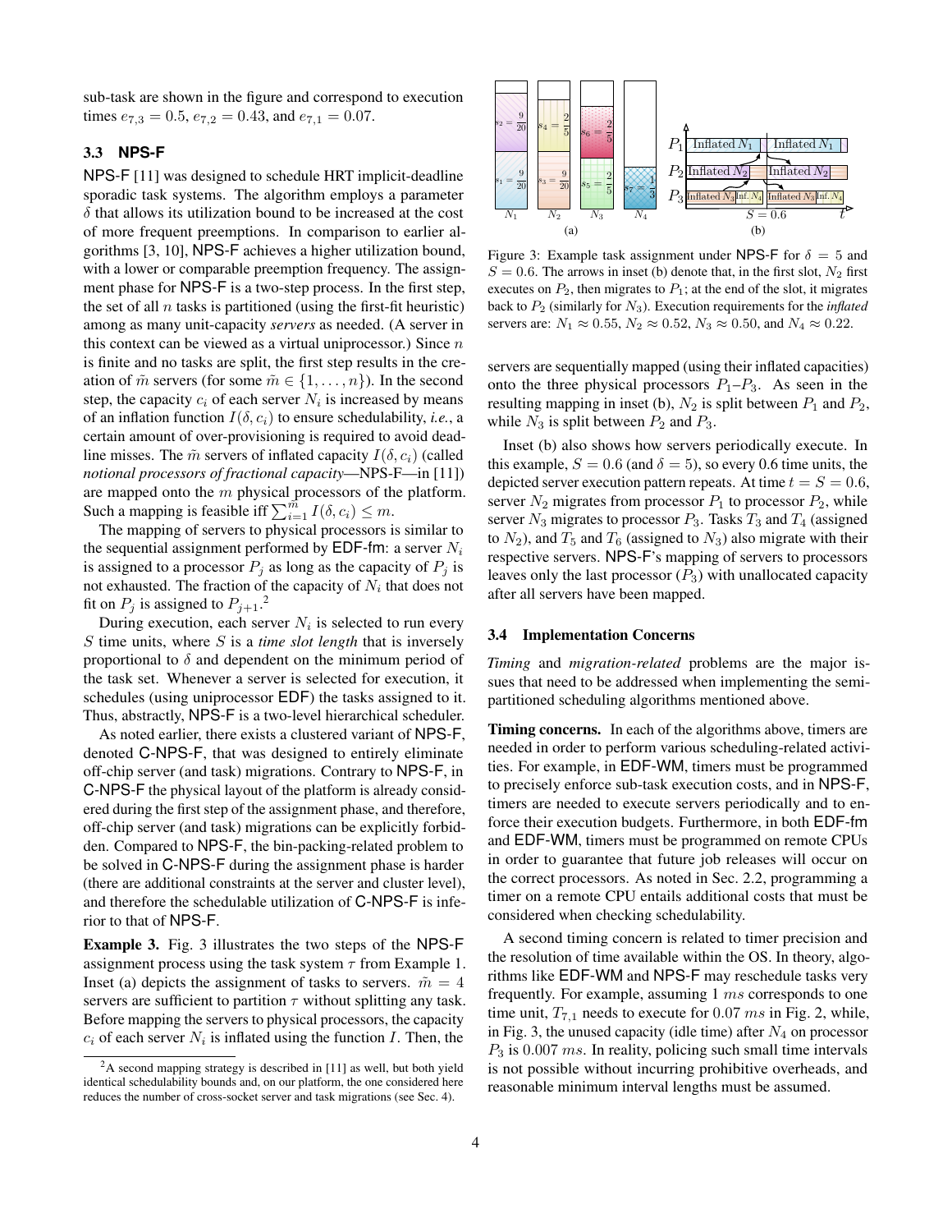sub-task are shown in the figure and correspond to execution times $e_{7,3} = 0.5$, $e_{7,2} = 0.43$, and $e_{7,1} = 0.07$.

### 3.3 NPS-F

NPS-F [11] was designed to schedule HRT implicit-deadline sporadic task systems. The algorithm employs a parameter $\delta$ that allows its utilization bound to be increased at the cost of more frequent preemptions. In comparison to earlier algorithms [3, 10], NPS-F achieves a higher utilization bound, with a lower or comparable preemption frequency. The assignment phase for NPS-F is a two-step process. In the first step, the set of all $n$ tasks is partitioned (using the first-fit heuristic) among as many unit-capacity *servers* as needed. (A server in this context can be viewed as a virtual uniprocessor.) Since $n$ is finite and no tasks are split, the first step results in the creation of $\tilde{m}$ servers (for some $\tilde{m} \in \{1, \ldots, n\}$). In the second step, the capacity $c_i$ of each server $N_i$ is increased by means of an inflation function $I(\delta, c_i)$ to ensure schedulability, *i.e.*, a certain amount of over-provisioning is required to avoid deadline misses. The $\tilde{m}$ servers of inflated capacity $I(\delta, c_i)$ (called *notional processors of fractional capacity*—NPS-F—in [11]) are mapped onto the $m$ physical processors of the platform. Such a mapping is feasible iff $\sum_{i=1}^{\tilde{m}} I(\delta, c_i) \leq m$.

The mapping of servers to physical processors is similar to the sequential assignment performed by EDF-fm: a server $N_i$ is assigned to a processor $P_j$ as long as the capacity of $P_j$ is not exhausted. The fraction of the capacity of $N_i$ that does not fit on $P_j$ is assigned to $P_{j+1}$.[2]

During execution, each server $N_i$ is selected to run every $S$ time units, where $S$ is a *time slot length* that is inversely proportional to $\delta$ and dependent on the minimum period of the task set. Whenever a server is selected for execution, it schedules (using uniprocessor EDF) the tasks assigned to it. Thus, abstractly, NPS-F is a two-level hierarchical scheduler.

As noted earlier, there exists a clustered variant of NPS-F, denoted C-NPS-F, that was designed to entirely eliminate off-chip server (and task) migrations. Contrary to NPS-F, in C-NPS-F the physical layout of the platform is already considered during the first step of the assignment phase, and therefore, off-chip server (and task) migrations can be explicitly forbidden. Compared to NPS-F, the bin-packing-related problem to be solved in C-NPS-F during the assignment phase is harder (there are additional constraints at the server and cluster level), and therefore the schedulable utilization of C-NPS-F is inferior to that of NPS-F.

**Example 3.** Fig. 3 illustrates the two steps of the NPS-F assignment process using the task system $\tau$ from Example 1. Inset (a) depicts the assignment of tasks to servers. $\tilde{m} = 4$ servers are sufficient to partition $\tau$ without splitting any task. Before mapping the servers to physical processors, the capacity $c_i$ of each server $N_i$ is inflated using the function $I$. Then, the servers are sequentially mapped (using their inflated capacities) onto the three physical processors $P_1$–$P_3$. As seen in the resulting mapping in inset (b), $N_2$ is split between $P_1$ and $P_2$, while $N_3$ is split between $P_2$ and $P_3$.

$s_2 = \frac{9}{20}$
$s_1 = \frac{9}{20}$
$s_4 = \frac{2}{5}$
$s_3 = \frac{9}{20}$
$s_6 = \frac{2}{5}$
$s_5 = \frac{2}{5}$
$s_7 = \frac{1}{3}$
$N_1$ $N_2$ $N_3$ $N_4$
(a)
$P_1$ Inflated $N_1$ Inflated $N_1$
$P_2$ Inflated $N_2$ Inflated $N_2$
$P_3$ Inflated $N_3$ Inf. $N_4$ Inflated $N_3$ Inf. $N_4$
$S = 0.6$
$t$
(b)

Figure 3: Example task assignment under NPS-F for $\delta = 5$ and $S = 0.6$. The arrows in inset (b) denote that, in the first slot, $N_2$ first executes on $P_2$, then migrates to $P_1$; at the end of the slot, it migrates back to $P_2$ (similarly for $N_3$). Execution requirements for the *inflated* servers are: $N_1 \approx 0.55$, $N_2 \approx 0.52$, $N_3 \approx 0.50$, and $N_4 \approx 0.22$.

Inset (b) also shows how servers periodically execute. In this example, $S = 0.6$ (and $\delta = 5$), so every 0.6 time units, the depicted server execution pattern repeats. At time $t = S = 0.6$, server $N_2$ migrates from processor $P_1$ to processor $P_2$, while server $N_3$ migrates to processor $P_3$. Tasks $T_3$ and $T_4$ (assigned to $N_2$), and $T_5$ and $T_6$ (assigned to $N_3$) also migrate with their respective servers. NPS-F's mapping of servers to processors leaves only the last processor ($P_3$) with unallocated capacity after all servers have been mapped.

### 3.4 Implementation Concerns

*Timing* and *migration-related* problems are the major issues that need to be addressed when implementing the semi-partitioned scheduling algorithms mentioned above.

**Timing concerns.** In each of the algorithms above, timers are needed in order to perform various scheduling-related activities. For example, in EDF-WM, timers must be programmed to precisely enforce sub-task execution costs, and in NPS-F, timers are needed to execute servers periodically and to enforce their execution budgets. Furthermore, in both EDF-fm and EDF-WM, timers must be programmed on remote CPUs in order to guarantee that future job releases will occur on the correct processors. As noted in Sec. 2.2, programming a timer on a remote CPU entails additional costs that must be considered when checking schedulability.

A second timing concern is related to timer precision and the resolution of time available within the OS. In theory, algorithms like EDF-WM and NPS-F may reschedule tasks very frequently. For example, assuming 1 $ms$ corresponds to one time unit, $T_{7,1}$ needs to execute for $0.07$ $ms$ in Fig. 2, while, in Fig. 3, the unused capacity (idle time) after $N_4$ on processor $P_3$ is $0.007$ $ms$. In reality, policing such small time intervals is not possible without incurring prohibitive overheads, and reasonable minimum interval lengths must be assumed.

[2] A second mapping strategy is described in [11] as well, but both yield identical schedulability bounds and, on our platform, the one considered here reduces the number of cross-socket server and task migrations (see Sec. 4).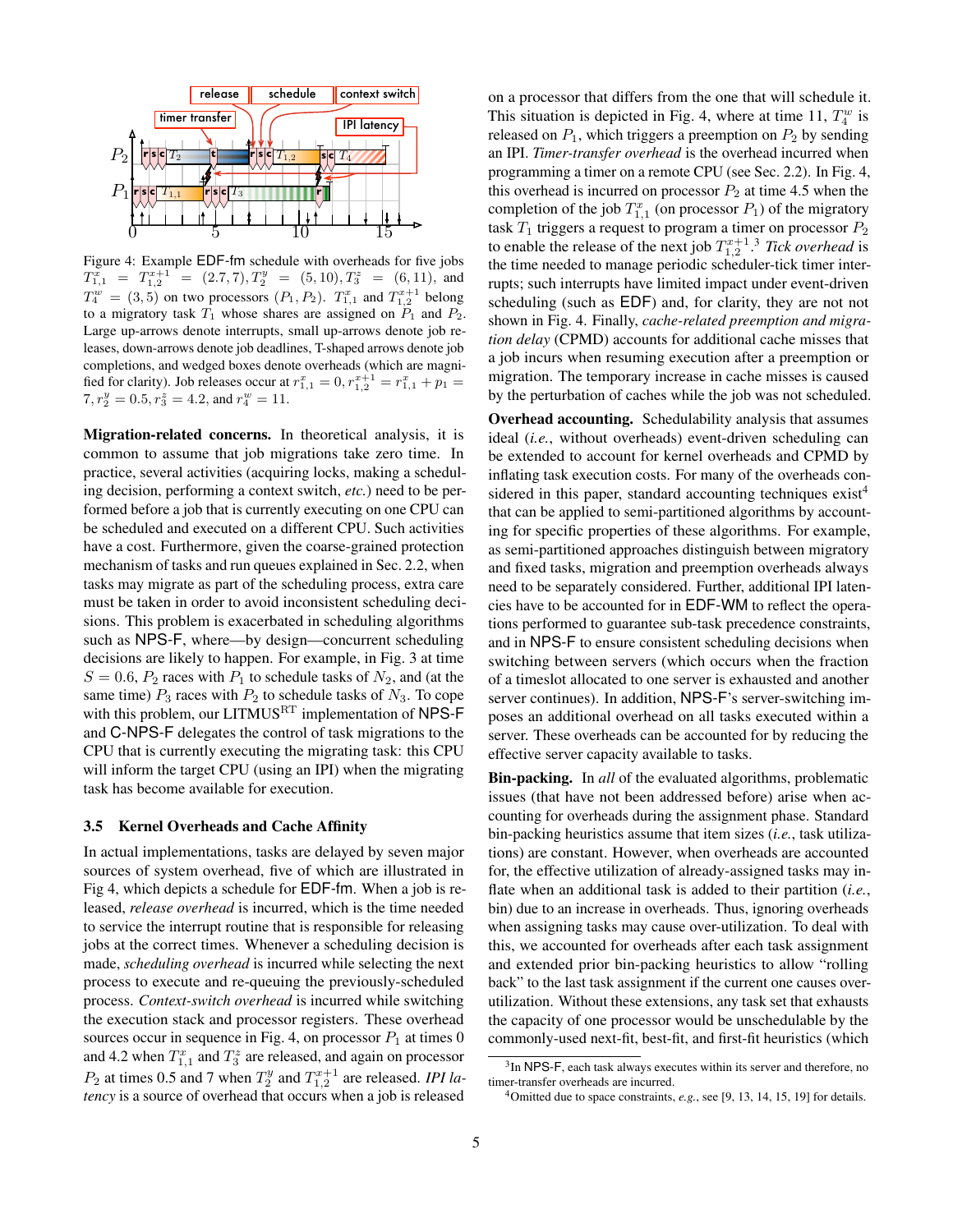release | schedule | context switch
timer transfer
IPI latency
$P_2$
$P_1$
r s c $T_2$ t r s c $T_{1,2}$ s c $T_4$
r s c $T_{1,1}$ r s c $T_3$ r
0 5 10 15

Figure 4: Example EDF-fm schedule with overheads for five jobs $T_{1,1}^x = T_{1,2}^{x+1} = (2.7, 7), T_2^y = (5, 10), T_3^z = (6, 11)$, and $T_4^w = (3, 5)$ on two processors ($P_1, P_2$). $T_{1,1}^x$ and $T_{1,2}^{x+1}$ belong to a migratory task $T_1$ whose shares are assigned on $P_1$ and $P_2$. Large up-arrows denote interrupts, small up-arrows denote job releases, down-arrows denote job deadlines, T-shaped arrows denote job completions, and wedged boxes denote overheads (which are magnified for clarity). Job releases occur at $r_{1,1}^x = 0, r_{1,2}^{x+1} = r_{1,1}^x + p_1 = 7, r_2^y = 0.5, r_3^z = 4.2$, and $r_4^w = 11$.

**Migration-related concerns.** In theoretical analysis, it is common to assume that job migrations take zero time. In practice, several activities (acquiring locks, making a scheduling decision, performing a context switch, *etc.*) need to be performed before a job that is currently executing on one CPU can be scheduled and executed on a different CPU. Such activities have a cost. Furthermore, given the coarse-grained protection mechanism of tasks and run queues explained in Sec. 2.2, when tasks may migrate as part of the scheduling process, extra care must be taken in order to avoid inconsistent scheduling decisions. This problem is exacerbated in scheduling algorithms such as NPS-F, where—by design—concurrent scheduling decisions are likely to happen. For example, in Fig. 3 at time $S = 0.6$, $P_2$ races with $P_1$ to schedule tasks of $N_2$, and (at the same time) $P_3$ races with $P_2$ to schedule tasks of $N_3$. To cope with this problem, our LITMUS$^{\text{RT}}$ implementation of NPS-F and C-NPS-F delegates the control of task migrations to the CPU that is currently executing the migrating task: this CPU will inform the target CPU (using an IPI) when the migrating task has become available for execution.

### 3.5 Kernel Overheads and Cache Affinity

In actual implementations, tasks are delayed by seven major sources of system overhead, five of which are illustrated in Fig 4, which depicts a schedule for EDF-fm. When a job is released, *release overhead* is incurred, which is the time needed to service the interrupt routine that is responsible for releasing jobs at the correct times. Whenever a scheduling decision is made, *scheduling overhead* is incurred while selecting the next process to execute and re-queuing the previously-scheduled process. *Context-switch overhead* is incurred while switching the execution stack and processor registers. These overhead sources occur in sequence in Fig. 4, on processor $P_1$ at times 0 and 4.2 when $T_{1,1}^x$ and $T_3^z$ are released, and again on processor $P_2$ at times 0.5 and 7 when $T_2^y$ and $T_{1,2}^{x+1}$ are released. *IPI latency* is a source of overhead that occurs when a job is released on a processor that differs from the one that will schedule it. This situation is depicted in Fig. 4, where at time 11, $T_4^w$ is released on $P_1$, which triggers a preemption on $P_2$ by sending an IPI. *Timer-transfer overhead* is the overhead incurred when programming a timer on a remote CPU (see Sec. 2.2). In Fig. 4, this overhead is incurred on processor $P_2$ at time 4.5 when the completion of the job $T_{1,1}^x$ (on processor $P_1$) of the migratory task $T_1$ triggers a request to program a timer on processor $P_2$ to enable the release of the next job $T_{1,2}^{x+1}$.[3] *Tick overhead* is the time needed to manage periodic scheduler-tick timer interrupts; such interrupts have limited impact under event-driven scheduling (such as EDF) and, for clarity, they are not not shown in Fig. 4. Finally, *cache-related preemption and migration delay* (CPMD) accounts for additional cache misses that a job incurs when resuming execution after a preemption or migration. The temporary increase in cache misses is caused by the perturbation of caches while the job was not scheduled.

**Overhead accounting.** Schedulability analysis that assumes ideal (*i.e.*, without overheads) event-driven scheduling can be extended to account for kernel overheads and CPMD by inflating task execution costs. For many of the overheads considered in this paper, standard accounting techniques exist[4] that can be applied to semi-partitioned algorithms by accounting for specific properties of these algorithms. For example, as semi-partitioned approaches distinguish between migratory and fixed tasks, migration and preemption overheads always need to be separately considered. Further, additional IPI latencies have to be accounted for in EDF-WM to reflect the operations performed to guarantee sub-task precedence constraints, and in NPS-F to ensure consistent scheduling decisions when switching between servers (which occurs when the fraction of a timeslot allocated to one server is exhausted and another server continues). In addition, NPS-F's server-switching imposes an additional overhead on all tasks executed within a server. These overheads can be accounted for by reducing the effective server capacity available to tasks.

**Bin-packing.** In *all* of the evaluated algorithms, problematic issues (that have not been addressed before) arise when accounting for overheads during the assignment phase. Standard bin-packing heuristics assume that item sizes (*i.e.*, task utilizations) are constant. However, when overheads are accounted for, the effective utilization of already-assigned tasks may inflate when an additional task is added to their partition (*i.e.*, bin) due to an increase in overheads. Thus, ignoring overheads when assigning tasks may cause over-utilization. To deal with this, we accounted for overheads after each task assignment and extended prior bin-packing heuristics to allow "rolling back" to the last task assignment if the current one causes over-utilization. Without these extensions, any task set that exhausts the capacity of one processor would be unschedulable by the commonly-used next-fit, best-fit, and first-fit heuristics (which

[3] In NPS-F, each task always executes within its server and therefore, no timer-transfer overheads are incurred.

[4] Omitted due to space constraints, *e.g.*, see [9, 13, 14, 15, 19] for details.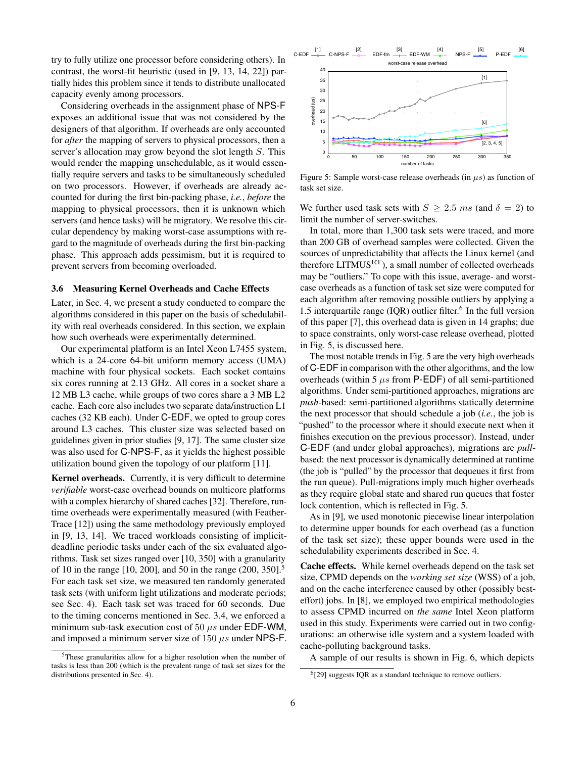try to fully utilize one processor before considering others). In contrast, the worst-fit heuristic (used in [9, 13, 14, 22]) partially hides this problem since it tends to distribute unallocated capacity evenly among processors.

Considering overheads in the assignment phase of NPS-F exposes an additional issue that was not considered by the designers of that algorithm. If overheads are only accounted for *after* the mapping of servers to physical processors, then a server's allocation may grow beyond the slot length $S$. This would render the mapping unschedulable, as it would essentially require servers and tasks to be simultaneously scheduled on two processors. However, if overheads are already accounted for during the first bin-packing phase, *i.e.*, *before* the mapping to physical processors, then it is unknown which servers (and hence tasks) will be migratory. We resolve this circular dependency by making worst-case assumptions with regard to the magnitude of overheads during the first bin-packing phase. This approach adds pessimism, but it is required to prevent servers from becoming overloaded.

### 3.6 Measuring Kernel Overheads and Cache Effects

Later, in Sec. 4, we present a study conducted to compare the algorithms considered in this paper on the basis of schedulability with real overheads considered. In this section, we explain how such overheads were experimentally determined.

Our experimental platform is an Intel Xeon L7455 system, which is a 24-core 64-bit uniform memory access (UMA) machine with four physical sockets. Each socket contains six cores running at 2.13 GHz. All cores in a socket share a 12 MB L3 cache, while groups of two cores share a 3 MB L2 cache. Each core also includes two separate data/instruction L1 caches (32 KB each). Under C-EDF, we opted to group cores around L3 caches. This cluster size was selected based on guidelines given in prior studies [9, 17]. The same cluster size was also used for C-NPS-F, as it yields the highest possible utilization bound given the topology of our platform [11].

**Kernel overheads.** Currently, it is very difficult to determine *verifiable* worst-case overhead bounds on multicore platforms with a complex hierarchy of shared caches [32]. Therefore, runtime overheads were experimentally measured (with Feather-Trace [12]) using the same methodology previously employed in [9, 13, 14]. We traced workloads consisting of implicit-deadline periodic tasks under each of the six evaluated algorithms. Task set sizes ranged over [10, 350] with a granularity of 10 in the range [10, 200], and 50 in the range (200, 350].[5] For each task set size, we measured ten randomly generated task sets (with uniform light utilizations and moderate periods; see Sec. 4). Each task set was traced for 60 seconds. Due to the timing concerns mentioned in Sec. 3.4, we enforced a minimum sub-task execution cost of 50 $\mu s$ under EDF-WM, and imposed a minimum server size of 150 $\mu s$ under NPS-F.

Figure 5: Sample worst-case release overheads (in $\mu s$) as function of task set size.

We further used task sets with $S \geq 2.5\ ms$ (and $\delta = 2$) to limit the number of server-switches.

In total, more than 1,300 task sets were traced, and more than 200 GB of overhead samples were collected. Given the sources of unpredictability that affects the Linux kernel (and therefore LITMUS$^{\text{RT}}$), a small number of collected overheads may be "outliers." To cope with this issue, average- and worst-case overheads as a function of task set size were computed for each algorithm after removing possible outliers by applying a 1.5 interquartile range (IQR) outlier filter.[6] In the full version of this paper [7], this overhead data is given in 14 graphs; due to space constraints, only worst-case release overhead, plotted in Fig. 5, is discussed here.

The most notable trends in Fig. 5 are the very high overheads of C-EDF in comparison with the other algorithms, and the low overheads (within 5 $\mu s$ from P-EDF) of all semi-partitioned algorithms. Under semi-partitioned approaches, migrations are *push*-based: semi-partitioned algorithms statically determine the next processor that should schedule a job (*i.e.*, the job is "pushed" to the processor where it should execute next when it finishes execution on the previous processor). Instead, under C-EDF (and under global approaches), migrations are *pull*-based: the next processor is dynamically determined at runtime (the job is "pulled" by the processor that dequeues it first from the run queue). Pull-migrations imply much higher overheads as they require global state and shared run queues that foster lock contention, which is reflected in Fig. 5.

As in [9], we used monotonic piecewise linear interpolation to determine upper bounds for each overhead (as a function of the task set size); these upper bounds were used in the schedulability experiments described in Sec. 4.

**Cache effects.** While kernel overheads depend on the task set size, CPMD depends on the *working set size* (WSS) of a job, and on the cache interference caused by other (possibly best-effort) jobs. In [8], we employed two empirical methodologies to assess CPMD incurred on *the same* Intel Xeon platform used in this study. Experiments were carried out in two configurations: an otherwise idle system and a system loaded with cache-polluting background tasks.

A sample of our results is shown in Fig. 6, which depicts

[5] These granularities allow for a higher resolution when the number of tasks is less than 200 (which is the prevalent range of task set sizes for the distributions presented in Sec. 4).

[6] [29] suggests IQR as a standard technique to remove outliers.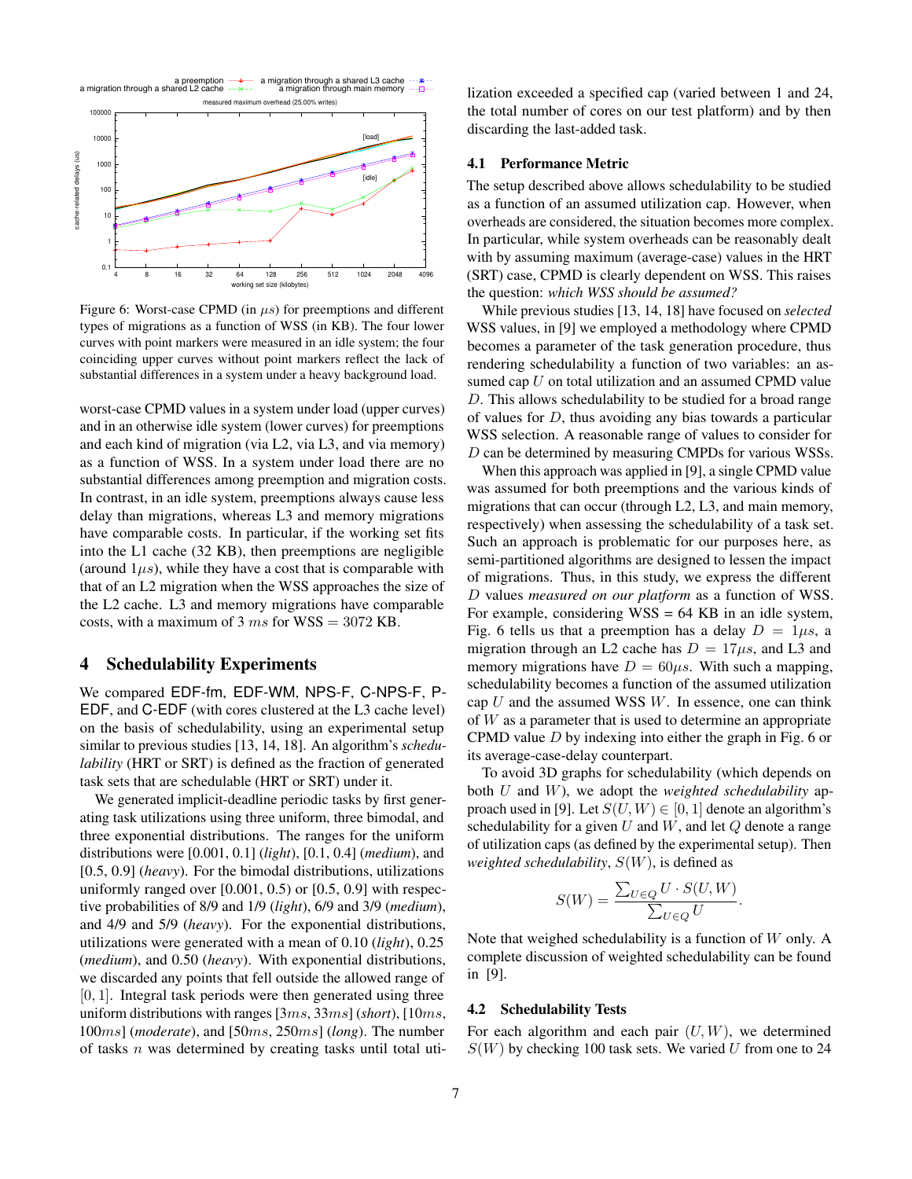a preemption
a migration through a shared L2 cache
a migration through a shared L3 cache
a migration through main memory
measured maximum overhead (25.00% writes)
cache-related delays (us)
100000
10000
1000
100
10
1
0.1
[load]
[idle]
4 8 16 32 64 128 256 512 1024 2048 4096
working set size (kilobytes)

Figure 6: Worst-case CPMD (in $\mu s$) for preemptions and different types of migrations as a function of WSS (in KB). The four lower curves with point markers were measured in an idle system; the four coinciding upper curves without point markers reflect the lack of substantial differences in a system under a heavy background load.

worst-case CPMD values in a system under load (upper curves) and in an otherwise idle system (lower curves) for preemptions and each kind of migration (via L2, via L3, and via memory) as a function of WSS. In a system under load there are no substantial differences among preemption and migration costs. In contrast, in an idle system, preemptions always cause less delay than migrations, whereas L3 and memory migrations have comparable costs. In particular, if the working set fits into the L1 cache (32 KB), then preemptions are negligible (around $1\mu s$), while they have a cost that is comparable with that of an L2 migration when the WSS approaches the size of the L2 cache. L3 and memory migrations have comparable costs, with a maximum of 3 $ms$ for WSS = 3072 KB.

## 4 Schedulability Experiments

We compared EDF-fm, EDF-WM, NPS-F, C-NPS-F, P-EDF, and C-EDF (with cores clustered at the L3 cache level) on the basis of schedulability, using an experimental setup similar to previous studies [13, 14, 18]. An algorithm's *schedulability* (HRT or SRT) is defined as the fraction of generated task sets that are schedulable (HRT or SRT) under it.

We generated implicit-deadline periodic tasks by first generating task utilizations using three uniform, three bimodal, and three exponential distributions. The ranges for the uniform distributions were [0.001, 0.1] (*light*), [0.1, 0.4] (*medium*), and [0.5, 0.9] (*heavy*). For the bimodal distributions, utilizations uniformly ranged over [0.001, 0.5) or [0.5, 0.9] with respective probabilities of 8/9 and 1/9 (*light*), 6/9 and 3/9 (*medium*), and 4/9 and 5/9 (*heavy*). For the exponential distributions, utilizations were generated with a mean of 0.10 (*light*), 0.25 (*medium*), and 0.50 (*heavy*). With exponential distributions, we discarded any points that fell outside the allowed range of $[0, 1]$. Integral task periods were then generated using three uniform distributions with ranges [$3ms$, $33ms$] (*short*), [$10ms$, $100ms$] (*moderate*), and [$50ms$, $250ms$] (*long*). The number of tasks $n$ was determined by creating tasks until total utilization exceeded a specified cap (varied between 1 and 24, the total number of cores on our test platform) and by then discarding the last-added task.

### 4.1 Performance Metric

The setup described above allows schedulability to be studied as a function of an assumed utilization cap. However, when overheads are considered, the situation becomes more complex. In particular, while system overheads can be reasonably dealt with by assuming maximum (average-case) values in the HRT (SRT) case, CPMD is clearly dependent on WSS. This raises the question: *which WSS should be assumed?*

While previous studies [13, 14, 18] have focused on *selected* WSS values, in [9] we employed a methodology where CPMD becomes a parameter of the task generation procedure, thus rendering schedulability a function of two variables: an assumed cap $U$ on total utilization and an assumed CPMD value $D$. This allows schedulability to be studied for a broad range of values for $D$, thus avoiding any bias towards a particular WSS selection. A reasonable range of values to consider for $D$ can be determined by measuring CMPDs for various WSSs.

When this approach was applied in [9], a single CPMD value was assumed for both preemptions and the various kinds of migrations that can occur (through L2, L3, and main memory, respectively) when assessing the schedulability of a task set. Such an approach is problematic for our purposes here, as semi-partitioned algorithms are designed to lessen the impact of migrations. Thus, in this study, we express the different $D$ values *measured on our platform* as a function of WSS. For example, considering WSS = 64 KB in an idle system, Fig. 6 tells us that a preemption has a delay $D = 1\mu s$, a migration through an L2 cache has $D = 17\mu s$, and L3 and memory migrations have $D = 60\mu s$. With such a mapping, schedulability becomes a function of the assumed utilization cap $U$ and the assumed WSS $W$. In essence, one can think of $W$ as a parameter that is used to determine an appropriate CPMD value $D$ by indexing into either the graph in Fig. 6 or its average-case-delay counterpart.

To avoid 3D graphs for schedulability (which depends on both $U$ and $W$), we adopt the *weighted schedulability* approach used in [9]. Let $S(U, W) \in [0, 1]$ denote an algorithm's schedulability for a given $U$ and $W$, and let $Q$ denote a range of utilization caps (as defined by the experimental setup). Then *weighted schedulability*, $S(W)$, is defined as

$$S(W) = \frac{\sum_{U \in Q} U \cdot S(U, W)}{\sum_{U \in Q} U}.$$

Note that weighed schedulability is a function of $W$ only. A complete discussion of weighted schedulability can be found in [9].

### 4.2 Schedulability Tests

For each algorithm and each pair $(U, W)$, we determined $S(W)$ by checking 100 task sets. We varied $U$ from one to 24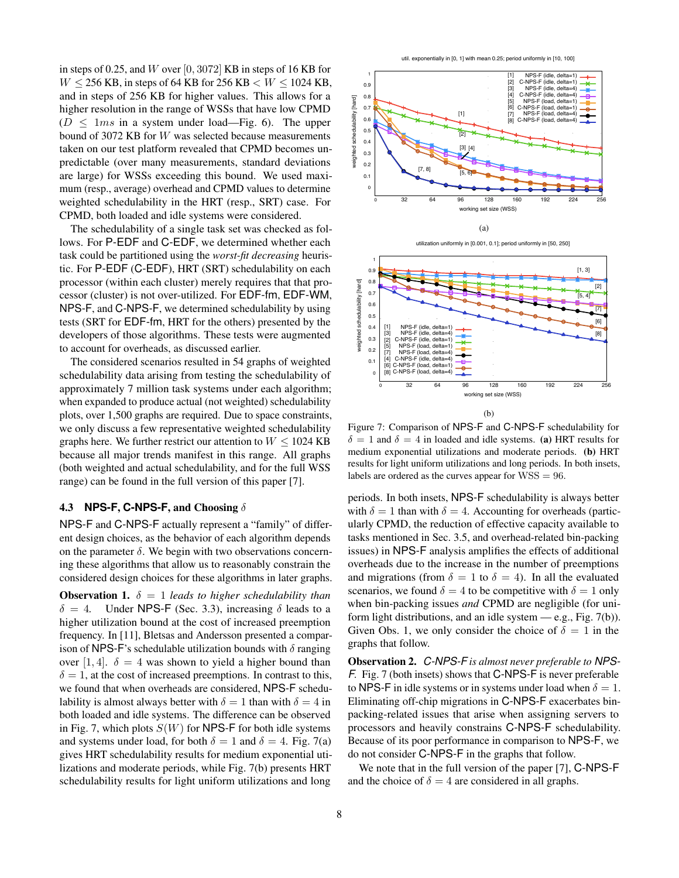in steps of 0.25, and $W$ over $[0, 3072]$ KB in steps of 16 KB for $W \leq 256$ KB, in steps of 64 KB for 256 KB $< W \leq 1024$ KB, and in steps of 256 KB for higher values. This allows for a higher resolution in the range of WSSs that have low CPMD ($D \leq 1ms$ in a system under load—Fig. 6). The upper bound of 3072 KB for $W$ was selected because measurements taken on our test platform revealed that CPMD becomes unpredictable (over many measurements, standard deviations are large) for WSSs exceeding this bound. We used maximum (resp., average) overhead and CPMD values to determine weighted schedulability in the HRT (resp., SRT) case. For CPMD, both loaded and idle systems were considered.

The schedulability of a single task set was checked as follows. For P-EDF and C-EDF, we determined whether each task could be partitioned using the *worst-fit decreasing* heuristic. For P-EDF (C-EDF), HRT (SRT) schedulability on each processor (within each cluster) merely requires that that processor (cluster) is not over-utilized. For EDF-fm, EDF-WM, NPS-F, and C-NPS-F, we determined schedulability by using tests (SRT for EDF-fm, HRT for the others) presented by the developers of those algorithms. These tests were augmented to account for overheads, as discussed earlier.

The considered scenarios resulted in 54 graphs of weighted schedulability data arising from testing the schedulability of approximately 7 million task systems under each algorithm; when expanded to produce actual (not weighted) schedulability plots, over 1,500 graphs are required. Due to space constraints, we only discuss a few representative weighted schedulability graphs here. We further restrict our attention to $W \leq 1024$ KB because all major trends manifest in this range. All graphs (both weighted and actual schedulability, and for the full WSS range) can be found in the full version of this paper [7].

### 4.3 NPS-F, C-NPS-F, and Choosing $\delta$

NPS-F and C-NPS-F actually represent a "family" of different design choices, as the behavior of each algorithm depends on the parameter $\delta$. We begin with two observations concerning these algorithms that allow us to reasonably constrain the considered design choices for these algorithms in later graphs.

**Observation 1.** *$\delta = 1$ leads to higher schedulability than $\delta = 4$.* Under NPS-F (Sec. 3.3), increasing $\delta$ leads to a higher utilization bound at the cost of increased preemption frequency. In [11], Bletsas and Andersson presented a comparison of NPS-F's schedulable utilization bounds with $\delta$ ranging over $[1, 4]$. $\delta = 4$ was shown to yield a higher bound than $\delta = 1$, at the cost of increased preemptions. In contrast to this, we found that when overheads are considered, NPS-F schedulability is almost always better with $\delta = 1$ than with $\delta = 4$ in both loaded and idle systems. The difference can be observed in Fig. 7, which plots $S(W)$ for NPS-F for both idle systems and systems under load, for both $\delta = 1$ and $\delta = 4$. Fig. 7(a) gives HRT schedulability results for medium exponential utilizations and moderate periods, while Fig. 7(b) presents HRT schedulability results for light uniform utilizations and long periods. In both insets, NPS-F schedulability is always better with $\delta = 1$ than with $\delta = 4$. Accounting for overheads (particularly CPMD, the reduction of effective capacity available to tasks mentioned in Sec. 3.5, and overhead-related bin-packing issues) in NPS-F analysis amplifies the effects of additional overheads due to the increase in the number of preemptions and migrations (from $\delta = 1$ to $\delta = 4$). In all the evaluated scenarios, we found $\delta = 4$ to be competitive with $\delta = 1$ only when bin-packing issues *and* CPMD are negligible (for uniform light distributions, and an idle system — e.g., Fig. 7(b)). Given Obs. 1, we only consider the choice of $\delta = 1$ in the graphs that follow.

util. exponentially in [0, 1] with mean 0.25; period uniformly in [10, 100]

[1] NPS-F (idle, delta=1)
[2] C-NPS-F (idle, delta=1)
[3] NPS-F (idle, delta=4)
[4] C-NPS-F (idle, delta=4)
[5] NPS-F (load, delta=1)
[6] C-NPS-F (load, delta=1)
[7] NPS-F (load, delta=4)
[8] C-NPS-F (load, delta=4)

weighted schedulability [hard]

working set size (WSS)

(a)

utilization uniformly in [0.001, 0.1]; period uniformly in [50, 250]

[1] NPS-F (idle, delta=1)
[3] NPS-F (idle, delta=4)
[2] C-NPS-F (idle, delta=1)
[5] NPS-F (load, delta=1)
[7] NPS-F (load, delta=4)
[4] C-NPS-F (idle, delta=4)
[6] C-NPS-F (load, delta=1)
[8] C-NPS-F (load, delta=4)

weighted schedulability [hard]

working set size (WSS)

(b)

Figure 7: Comparison of NPS-F and C-NPS-F schedulability for $\delta = 1$ and $\delta = 4$ in loaded and idle systems. **(a)** HRT results for medium exponential utilizations and moderate periods. **(b)** HRT results for light uniform utilizations and long periods. In both insets, labels are ordered as the curves appear for WSS = 96.

**Observation 2.** *C-NPS-F is almost never preferable to NPS-F.* Fig. 7 (both insets) shows that C-NPS-F is never preferable to NPS-F in idle systems or in systems under load when $\delta = 1$. Eliminating off-chip migrations in C-NPS-F exacerbates bin-packing-related issues that arise when assigning servers to processors and heavily constrains C-NPS-F schedulability. Because of its poor performance in comparison to NPS-F, we do not consider C-NPS-F in the graphs that follow.

We note that in the full version of the paper [7], C-NPS-F and the choice of $\delta = 4$ are considered in all graphs.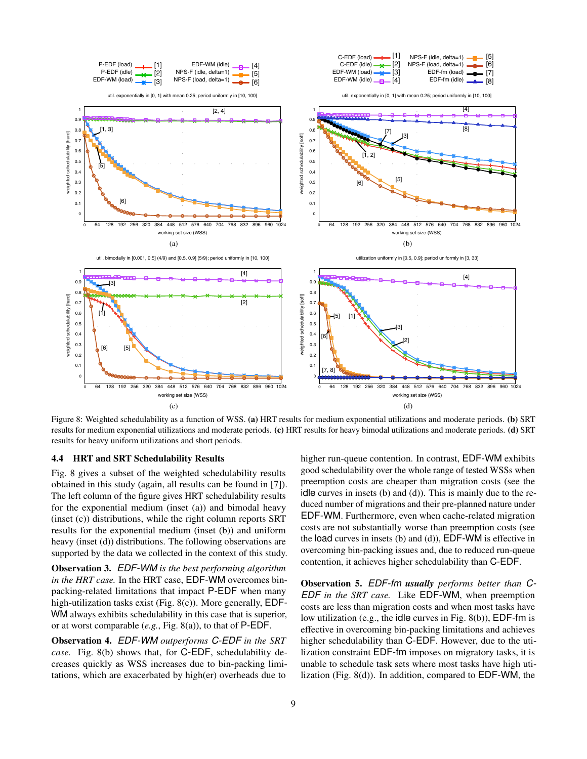P-EDF (load) [1]
P-EDF (idle) [2]
EDF-WM (load) [3]
EDF-WM (idle) [4]
NPS-F (idle, delta=1) [5]
NPS-F (load, delta=1) [6]

util. exponentially in [0, 1] with mean 0.25; period uniformly in [10, 100]

C-EDF (load) [1]
C-EDF (idle) [2]
EDF-WM (load) [3]
EDF-WM (idle) [4]
NPS-F (idle, delta=1) [5]
NPS-F (load, delta=1) [6]
EDF-fm (load) [7]
EDF-fm (idle) [8]

util. exponentially in [0, 1] with mean 0.25; period uniformly in [10, 100]

(a)

(b)

util. bimodally in [0.001, 0.5] (4/9) and [0.5, 0.9] (5/9); period uniformly in [10, 100]

utilization uniformly in [0.5, 0.9]; period uniformly in [3, 33]

(c)

(d)

Figure 8: Weighted schedulability as a function of WSS. **(a)** HRT results for medium exponential utilizations and moderate periods. **(b)** SRT results for medium exponential utilizations and moderate periods. **(c)** HRT results for heavy bimodal utilizations and moderate periods. **(d)** SRT results for heavy uniform utilizations and short periods.

### 4.4 HRT and SRT Schedulability Results

Fig. 8 gives a subset of the weighted schedulability results obtained in this study (again, all results can be found in [7]). The left column of the figure gives HRT schedulability results for the exponential medium (inset (a)) and bimodal heavy (inset (c)) distributions, while the right column reports SRT results for the exponential medium (inset (b)) and uniform heavy (inset (d)) distributions. The following observations are supported by the data we collected in the context of this study.

**Observation 3.** *EDF-WM is the best performing algorithm in the HRT case.* In the HRT case, EDF-WM overcomes bin-packing-related limitations that impact P-EDF when many high-utilization tasks exist (Fig. 8(c)). More generally, EDF-WM always exhibits schedulability in this case that is superior, or at worst comparable (*e.g.*, Fig. 8(a)), to that of P-EDF.

**Observation 4.** *EDF-WM outperforms C-EDF in the SRT case.* Fig. 8(b) shows that, for C-EDF, schedulability decreases quickly as WSS increases due to bin-packing limitations, which are exacerbated by high(er) overheads due to higher run-queue contention. In contrast, EDF-WM exhibits good schedulability over the whole range of tested WSSs when preemption costs are cheaper than migration costs (see the idle curves in insets (b) and (d)). This is mainly due to the reduced number of migrations and their pre-planned nature under EDF-WM. Furthermore, even when cache-related migration costs are not substantially worse than preemption costs (see the load curves in insets (b) and (d)), EDF-WM is effective in overcoming bin-packing issues and, due to reduced run-queue contention, it achieves higher schedulability than C-EDF.

**Observation 5.** *EDF-fm **usually** performs better than C-EDF in the SRT case.* Like EDF-WM, when preemption costs are less than migration costs and when most tasks have low utilization (e.g., the idle curves in Fig. 8(b)), EDF-fm is effective in overcoming bin-packing limitations and achieves higher schedulability than C-EDF. However, due to the utilization constraint EDF-fm imposes on migratory tasks, it is unable to schedule task sets where most tasks have high utilization (Fig. 8(d)). In addition, compared to EDF-WM, the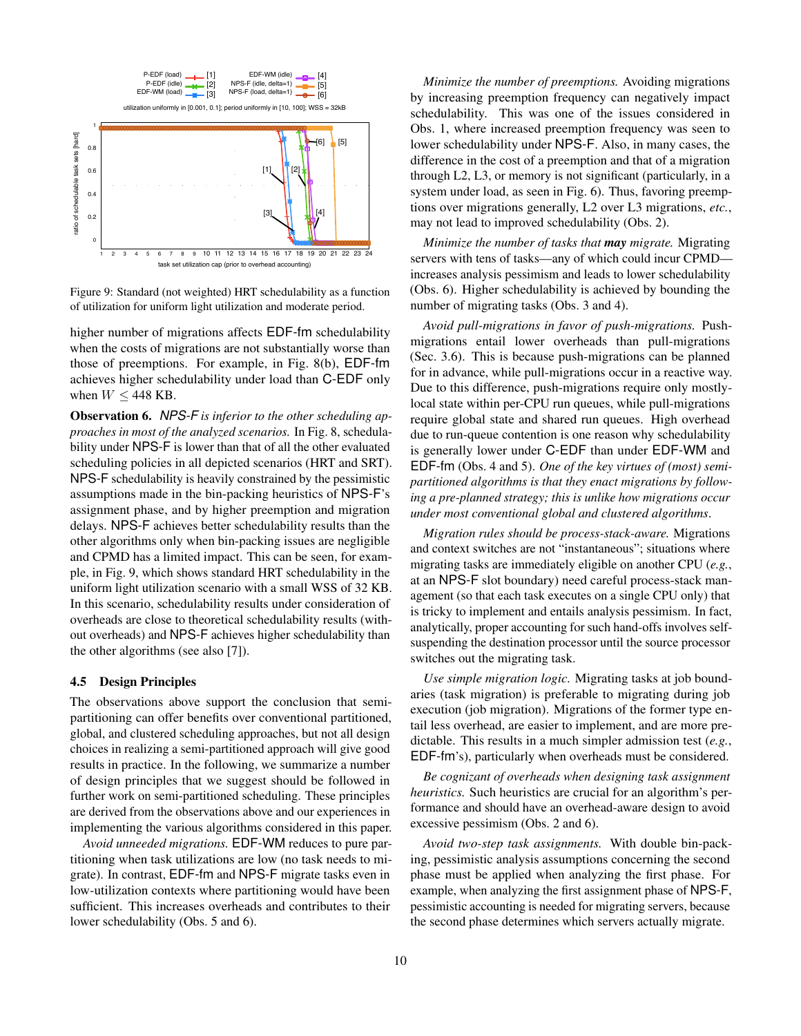P-EDF (load) [1]
P-EDF (idle) [2]
EDF-WM (load) [3]
EDF-WM (idle) [4]
NPS-F (idle, delta=1) [5]
NPS-F (load, delta=1) [6]

utilization uniformly in [0.001, 0.1]; period uniformly in [10, 100]; WSS = 32kB

ratio of schedulable task sets [hard]

0 0.2 0.4 0.6 0.8 1

1 2 3 4 5 6 7 8 9 10 11 12 13 14 15 16 17 18 19 20 21 22 23 24

task set utilization cap (prior to overhead accounting)

Figure 9: Standard (not weighted) HRT schedulability as a function of utilization for uniform light utilization and moderate period.

higher number of migrations affects EDF-fm schedulability when the costs of migrations are not substantially worse than those of preemptions. For example, in Fig. 8(b), EDF-fm achieves higher schedulability under load than C-EDF only when $W \leq 448$ KB.

**Observation 6.** *NPS-F is inferior to the other scheduling approaches in most of the analyzed scenarios.* In Fig. 8, schedulability under NPS-F is lower than that of all the other evaluated scheduling policies in all depicted scenarios (HRT and SRT). NPS-F schedulability is heavily constrained by the pessimistic assumptions made in the bin-packing heuristics of NPS-F's assignment phase, and by higher preemption and migration delays. NPS-F achieves better schedulability results than the other algorithms only when bin-packing issues are negligible and CPMD has a limited impact. This can be seen, for example, in Fig. 9, which shows standard HRT schedulability in the uniform light utilization scenario with a small WSS of 32 KB. In this scenario, schedulability results under consideration of overheads are close to theoretical schedulability results (without overheads) and NPS-F achieves higher schedulability than the other algorithms (see also [7]).

### 4.5 Design Principles

The observations above support the conclusion that semi-partitioning can offer benefits over conventional partitioned, global, and clustered scheduling approaches, but not all design choices in realizing a semi-partitioned approach will give good results in practice. In the following, we summarize a number of design principles that we suggest should be followed in further work on semi-partitioned scheduling. These principles are derived from the observations above and our experiences in implementing the various algorithms considered in this paper.

*Avoid unneeded migrations.* EDF-WM reduces to pure partitioning when task utilizations are low (no task needs to migrate). In contrast, EDF-fm and NPS-F migrate tasks even in low-utilization contexts where partitioning would have been sufficient. This increases overheads and contributes to their lower schedulability (Obs. 5 and 6).

*Minimize the number of preemptions.* Avoiding migrations by increasing preemption frequency can negatively impact schedulability. This was one of the issues considered in Obs. 1, where increased preemption frequency was seen to lower schedulability under NPS-F. Also, in many cases, the difference in the cost of a preemption and that of a migration through L2, L3, or memory is not significant (particularly, in a system under load, as seen in Fig. 6). Thus, favoring preemptions over migrations generally, L2 over L3 migrations, *etc.*, may not lead to improved schedulability (Obs. 2).

*Minimize the number of tasks that **may** migrate.* Migrating servers with tens of tasks—any of which could incur CPMD—increases analysis pessimism and leads to lower schedulability (Obs. 6). Higher schedulability is achieved by bounding the number of migrating tasks (Obs. 3 and 4).

*Avoid pull-migrations in favor of push-migrations.* Push-migrations entail lower overheads than pull-migrations (Sec. 3.6). This is because push-migrations can be planned for in advance, while pull-migrations occur in a reactive way. Due to this difference, push-migrations require only mostly-local state within per-CPU run queues, while pull-migrations require global state and shared run queues. High overhead due to run-queue contention is one reason why schedulability is generally lower under C-EDF than under EDF-WM and EDF-fm (Obs. 4 and 5). *One of the key virtues of (most) semi-partitioned algorithms is that they enact migrations by following a pre-planned strategy; this is unlike how migrations occur under most conventional global and clustered algorithms.*

*Migration rules should be process-stack-aware.* Migrations and context switches are not "instantaneous"; situations where migrating tasks are immediately eligible on another CPU (*e.g.*, at an NPS-F slot boundary) need careful process-stack management (so that each task executes on a single CPU only) that is tricky to implement and entails analysis pessimism. In fact, analytically, proper accounting for such hand-offs involves self-suspending the destination processor until the source processor switches out the migrating task.

*Use simple migration logic.* Migrating tasks at job boundaries (task migration) is preferable to migrating during job execution (job migration). Migrations of the former type entail less overhead, are easier to implement, and are more predictable. This results in a much simpler admission test (*e.g.*, EDF-fm's), particularly when overheads must be considered.

*Be cognizant of overheads when designing task assignment heuristics.* Such heuristics are crucial for an algorithm's performance and should have an overhead-aware design to avoid excessive pessimism (Obs. 2 and 6).

*Avoid two-step task assignments.* With double bin-packing, pessimistic analysis assumptions concerning the second phase must be applied when analyzing the first phase. For example, when analyzing the first assignment phase of NPS-F, pessimistic accounting is needed for migrating servers, because the second phase determines which servers actually migrate.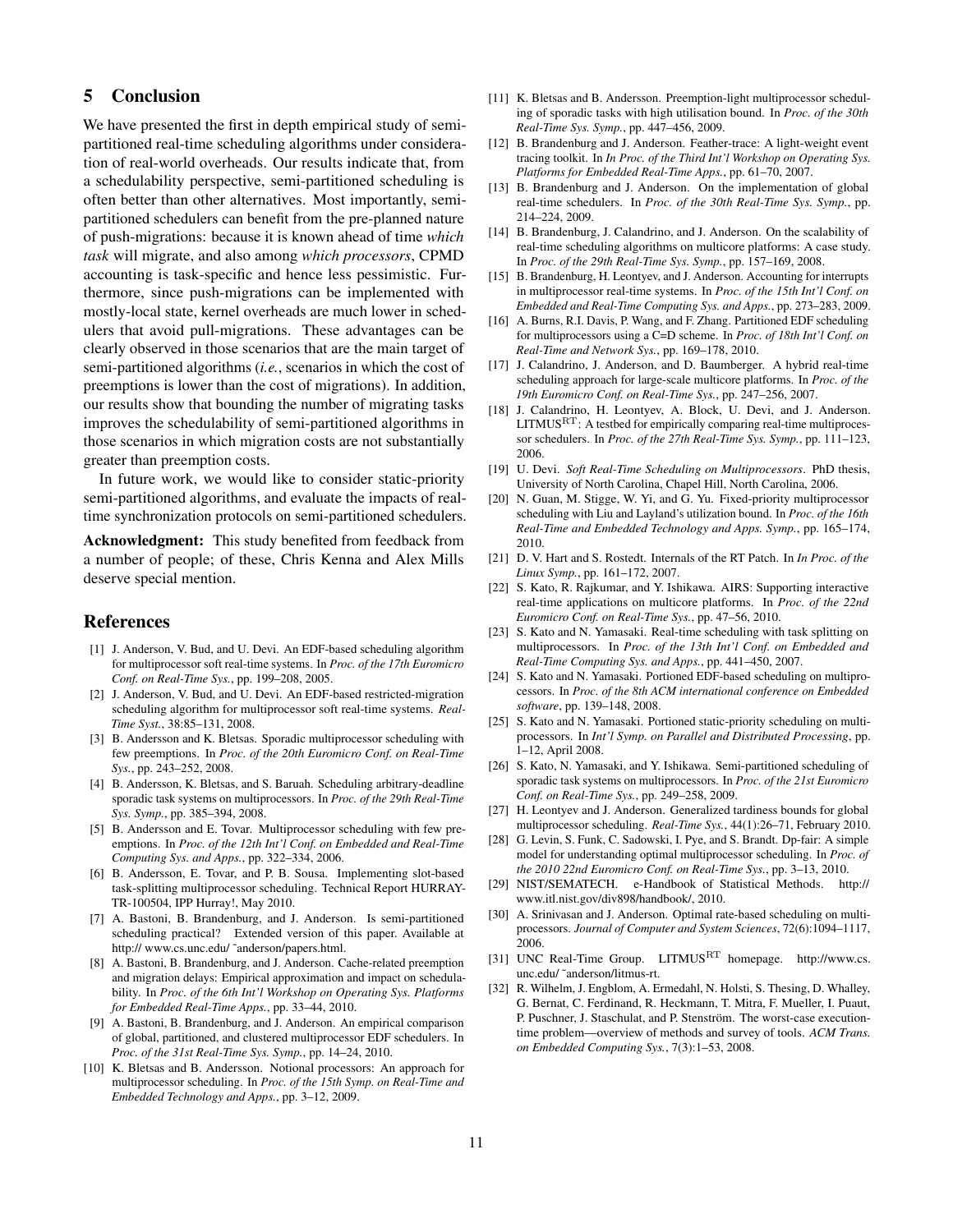## 5 Conclusion

We have presented the first in depth empirical study of semi-partitioned real-time scheduling algorithms under consideration of real-world overheads. Our results indicate that, from a schedulability perspective, semi-partitioned scheduling is often better than other alternatives. Most importantly, semi-partitioned schedulers can benefit from the pre-planned nature of push-migrations: because it is known ahead of time *which task* will migrate, and also among *which processors*, CPMD accounting is task-specific and hence less pessimistic. Furthermore, since push-migrations can be implemented with mostly-local state, kernel overheads are much lower in schedulers that avoid pull-migrations. These advantages can be clearly observed in those scenarios that are the main target of semi-partitioned algorithms (*i.e.*, scenarios in which the cost of preemptions is lower than the cost of migrations). In addition, our results show that bounding the number of migrating tasks improves the schedulability of semi-partitioned algorithms in those scenarios in which migration costs are not substantially greater than preemption costs.

In future work, we would like to consider static-priority semi-partitioned algorithms, and evaluate the impacts of real-time synchronization protocols on semi-partitioned schedulers.

**Acknowledgment:** This study benefited from feedback from a number of people; of these, Chris Kenna and Alex Mills deserve special mention.

## References

[1] J. Anderson, V. Bud, and U. Devi. An EDF-based scheduling algorithm for multiprocessor soft real-time systems. In *Proc. of the 17th Euromicro Conf. on Real-Time Sys.*, pp. 199–208, 2005.

[2] J. Anderson, V. Bud, and U. Devi. An EDF-based restricted-migration scheduling algorithm for multiprocessor soft real-time systems. *Real-Time Syst.*, 38:85–131, 2008.

[3] B. Andersson and K. Bletsas. Sporadic multiprocessor scheduling with few preemptions. In *Proc. of the 20th Euromicro Conf. on Real-Time Sys.*, pp. 243–252, 2008.

[4] B. Andersson, K. Bletsas, and S. Baruah. Scheduling arbitrary-deadline sporadic task systems on multiprocessors. In *Proc. of the 29th Real-Time Sys. Symp.*, pp. 385–394, 2008.

[5] B. Andersson and E. Tovar. Multiprocessor scheduling with few preemptions. In *Proc. of the 12th Int'l Conf. on Embedded and Real-Time Computing Sys. and Apps.*, pp. 322–334, 2006.

[6] B. Andersson, E. Tovar, and P. B. Sousa. Implementing slot-based task-splitting multiprocessor scheduling. Technical Report HURRAY-TR-100504, IPP Hurray!, May 2010.

[7] A. Bastoni, B. Brandenburg, and J. Anderson. Is semi-partitioned scheduling practical? Extended version of this paper. Available at http:// www.cs.unc.edu/ ˜anderson/papers.html.

[8] A. Bastoni, B. Brandenburg, and J. Anderson. Cache-related preemption and migration delays: Empirical approximation and impact on schedulability. In *Proc. of the 6th Int'l Workshop on Operating Sys. Platforms for Embedded Real-Time Apps.*, pp. 33–44, 2010.

[9] A. Bastoni, B. Brandenburg, and J. Anderson. An empirical comparison of global, partitioned, and clustered multiprocessor EDF schedulers. In *Proc. of the 31st Real-Time Sys. Symp.*, pp. 14–24, 2010.

[10] K. Bletsas and B. Andersson. Notional processors: An approach for multiprocessor scheduling. In *Proc. of the 15th Symp. on Real-Time and Embedded Technology and Apps.*, pp. 3–12, 2009.

[11] K. Bletsas and B. Andersson. Preemption-light multiprocessor scheduling of sporadic tasks with high utilisation bound. In *Proc. of the 30th Real-Time Sys. Symp.*, pp. 447–456, 2009.

[12] B. Brandenburg and J. Anderson. Feather-trace: A light-weight event tracing toolkit. In *In Proc. of the Third Int'l Workshop on Operating Sys. Platforms for Embedded Real-Time Apps.*, pp. 61–70, 2007.

[13] B. Brandenburg and J. Anderson. On the implementation of global real-time schedulers. In *Proc. of the 30th Real-Time Sys. Symp.*, pp. 214–224, 2009.

[14] B. Brandenburg, J. Calandrino, and J. Anderson. On the scalability of real-time scheduling algorithms on multicore platforms: A case study. In *Proc. of the 29th Real-Time Sys. Symp.*, pp. 157–169, 2008.

[15] B. Brandenburg, H. Leontyev, and J. Anderson. Accounting for interrupts in multiprocessor real-time systems. In *Proc. of the 15th Int'l Conf. on Embedded and Real-Time Computing Sys. and Apps.*, pp. 273–283, 2009.

[16] A. Burns, R.I. Davis, P. Wang, and F. Zhang. Partitioned EDF scheduling for multiprocessors using a C=D scheme. In *Proc. of 18th Int'l Conf. on Real-Time and Network Sys.*, pp. 169–178, 2010.

[17] J. Calandrino, J. Anderson, and D. Baumberger. A hybrid real-time scheduling approach for large-scale multicore platforms. In *Proc. of the 19th Euromicro Conf. on Real-Time Sys.*, pp. 247–256, 2007.

[18] J. Calandrino, H. Leontyev, A. Block, U. Devi, and J. Anderson. LITMUS$^{\mathrm{RT}}$: A testbed for empirically comparing real-time multiprocessor schedulers. In *Proc. of the 27th Real-Time Sys. Symp.*, pp. 111–123, 2006.

[19] U. Devi. *Soft Real-Time Scheduling on Multiprocessors*. PhD thesis, University of North Carolina, Chapel Hill, North Carolina, 2006.

[20] N. Guan, M. Stigge, W. Yi, and G. Yu. Fixed-priority multiprocessor scheduling with Liu and Layland's utilization bound. In *Proc. of the 16th Real-Time and Embedded Technology and Apps. Symp.*, pp. 165–174, 2010.

[21] D. V. Hart and S. Rostedt. Internals of the RT Patch. In *In Proc. of the Linux Symp.*, pp. 161–172, 2007.

[22] S. Kato, R. Rajkumar, and Y. Ishikawa. AIRS: Supporting interactive real-time applications on multicore platforms. In *Proc. of the 22nd Euromicro Conf. on Real-Time Sys.*, pp. 47–56, 2010.

[23] S. Kato and N. Yamasaki. Real-time scheduling with task splitting on multiprocessors. In *Proc. of the 13th Int'l Conf. on Embedded and Real-Time Computing Sys. and Apps.*, pp. 441–450, 2007.

[24] S. Kato and N. Yamasaki. Portioned EDF-based scheduling on multiprocessors. In *Proc. of the 8th ACM international conference on Embedded software*, pp. 139–148, 2008.

[25] S. Kato and N. Yamasaki. Portioned static-priority scheduling on multiprocessors. In *Int'l Symp. on Parallel and Distributed Processing*, pp. 1–12, April 2008.

[26] S. Kato, N. Yamasaki, and Y. Ishikawa. Semi-partitioned scheduling of sporadic task systems on multiprocessors. In *Proc. of the 21st Euromicro Conf. on Real-Time Sys.*, pp. 249–258, 2009.

[27] H. Leontyev and J. Anderson. Generalized tardiness bounds for global multiprocessor scheduling. *Real-Time Sys.*, 44(1):26–71, February 2010.

[28] G. Levin, S. Funk, C. Sadowski, I. Pye, and S. Brandt. Dp-fair: A simple model for understanding optimal multiprocessor scheduling. In *Proc. of the 2010 22nd Euromicro Conf. on Real-Time Sys.*, pp. 3–13, 2010.

[29] NIST/SEMATECH. e-Handbook of Statistical Methods. http:// www.itl.nist.gov/div898/handbook/, 2010.

[30] A. Srinivasan and J. Anderson. Optimal rate-based scheduling on multiprocessors. *Journal of Computer and System Sciences*, 72(6):1094–1117, 2006.

[31] UNC Real-Time Group. LITMUS$^{\mathrm{RT}}$ homepage. http://www.cs.unc.edu/ ˜anderson/litmus-rt.

[32] R. Wilhelm, J. Engblom, A. Ermedahl, N. Holsti, S. Thesing, D. Whalley, G. Bernat, C. Ferdinand, R. Heckmann, T. Mitra, F. Mueller, I. Puaut, P. Puschner, J. Staschulat, and P. Stenström. The worst-case execution-time problem—overview of methods and survey of tools. *ACM Trans. on Embedded Computing Sys.*, 7(3):1–53, 2008.